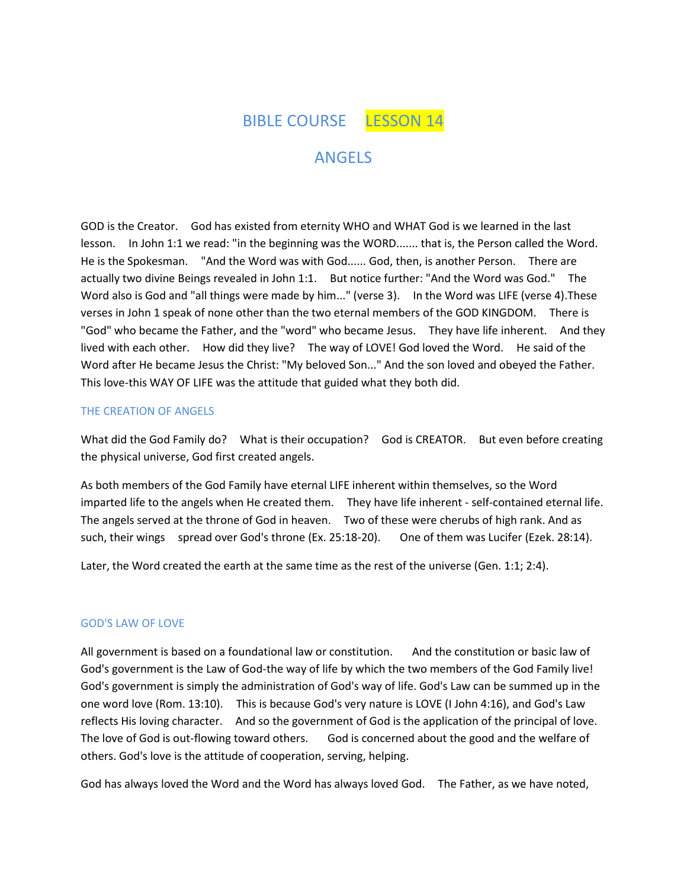# BIBLE COURSE LESSON 14

## ANGELS

GOD is the Creator. God has existed from eternity WHO and WHAT God is we learned in the last lesson. In John 1:1 we read: "in the beginning was the WORD....... that is, the Person called the Word. He is the Spokesman. "And the Word was with God...... God, then, is another Person. There are actually two divine Beings revealed in John 1:1. But notice further: "And the Word was God." The Word also is God and "all things were made by him..." (verse 3). In the Word was LIFE (verse 4).These verses in John 1 speak of none other than the two eternal members of the GOD KINGDOM. There is "God" who became the Father, and the "word" who became Jesus. They have life inherent. And they lived with each other. How did they live? The way of LOVE! God loved the Word. He said of the Word after He became Jesus the Christ: "My beloved Son..." And the son loved and obeyed the Father. This love-this WAY OF LIFE was the attitude that guided what they both did.

### THE CREATION OF ANGELS

What did the God Family do? What is their occupation? God is CREATOR. But even before creating the physical universe, God first created angels.

As both members of the God Family have eternal LIFE inherent within themselves, so the Word imparted life to the angels when He created them. They have life inherent - self-contained eternal life. The angels served at the throne of God in heaven. Two of these were cherubs of high rank. And as such, their wings spread over God's throne (Ex. 25:18-20). One of them was Lucifer (Ezek. 28:14).

Later, the Word created the earth at the same time as the rest of the universe (Gen. 1:1; 2:4).

### GOD'S LAW OF LOVE

All government is based on a foundational law or constitution. And the constitution or basic law of God's government is the Law of God-the way of life by which the two members of the God Family live! God's government is simply the administration of God's way of life. God's Law can be summed up in the one word love (Rom. 13:10). This is because God's very nature is LOVE (I John 4:16), and God's Law reflects His loving character. And so the government of God is the application of the principal of love. The love of God is out-flowing toward others. God is concerned about the good and the welfare of others. God's love is the attitude of cooperation, serving, helping.

God has always loved the Word and the Word has always loved God. The Father, as we have noted,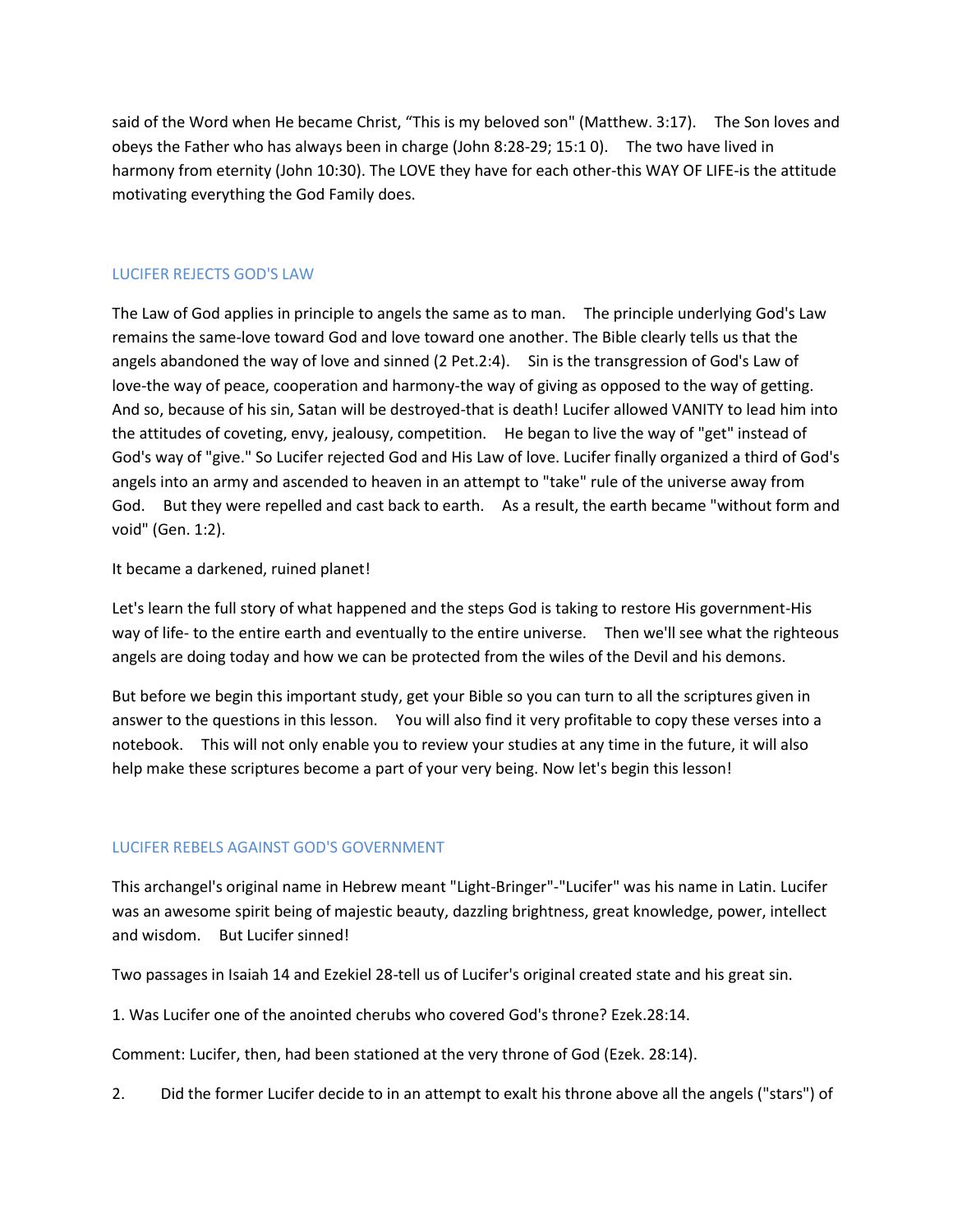said of the Word when He became Christ, “This is my beloved son" (Matthew. 3:17). The Son loves and obeys the Father who has always been in charge (John 8:28-29; 15:1 0). The two have lived in harmony from eternity (John 10:30). The LOVE they have for each other-this WAY OF LIFE-is the attitude motivating everything the God Family does.

## LUCIFER REJECTS GOD'S LAW

The Law of God applies in principle to angels the same as to man. The principle underlying God's Law remains the same-love toward God and love toward one another. The Bible clearly tells us that the angels abandoned the way of love and sinned (2 Pet.2:4). Sin is the transgression of God's Law of love-the way of peace, cooperation and harmony-the way of giving as opposed to the way of getting. And so, because of his sin, Satan will be destroyed-that is death! Lucifer allowed VANITY to lead him into the attitudes of coveting, envy, jealousy, competition. He began to live the way of "get" instead of God's way of "give." So Lucifer rejected God and His Law of love. Lucifer finally organized a third of God's angels into an army and ascended to heaven in an attempt to "take" rule of the universe away from God. But they were repelled and cast back to earth. As a result, the earth became "without form and void" (Gen. 1:2).

It became a darkened, ruined planet!

Let's learn the full story of what happened and the steps God is taking to restore His government-His way of life- to the entire earth and eventually to the entire universe. Then we'll see what the righteous angels are doing today and how we can be protected from the wiles of the Devil and his demons.

But before we begin this important study, get your Bible so you can turn to all the scriptures given in answer to the questions in this lesson. You will also find it very profitable to copy these verses into a notebook. This will not only enable you to review your studies at any time in the future, it will also help make these scriptures become a part of your very being. Now let's begin this lesson!

## LUCIFER REBELS AGAINST GOD'S GOVERNMENT

This archangel's original name in Hebrew meant "Light-Bringer"-"Lucifer" was his name in Latin. Lucifer was an awesome spirit being of majestic beauty, dazzling brightness, great knowledge, power, intellect and wisdom. But Lucifer sinned!

Two passages in Isaiah 14 and Ezekiel 28-tell us of Lucifer's original created state and his great sin.

1. Was Lucifer one of the anointed cherubs who covered God's throne? Ezek.28:14.

Comment: Lucifer, then, had been stationed at the very throne of God (Ezek. 28:14).

2. Did the former Lucifer decide to in an attempt to exalt his throne above all the angels ("stars") of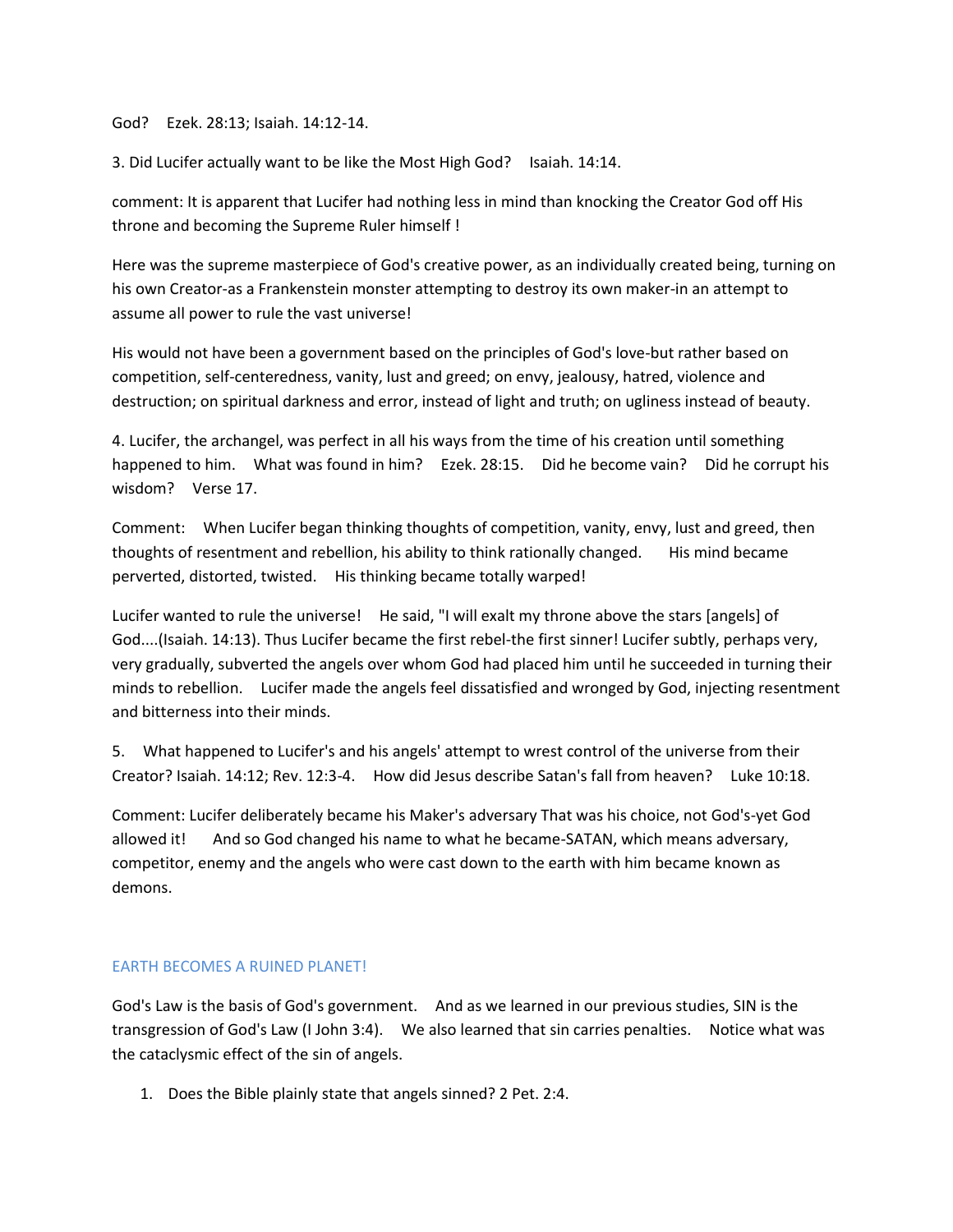God? Ezek. 28:13; Isaiah. 14:12-14.

3. Did Lucifer actually want to be like the Most High God? Isaiah. 14:14.

comment: It is apparent that Lucifer had nothing less in mind than knocking the Creator God off His throne and becoming the Supreme Ruler himself !

Here was the supreme masterpiece of God's creative power, as an individually created being, turning on his own Creator-as a Frankenstein monster attempting to destroy its own maker-in an attempt to assume all power to rule the vast universe!

His would not have been a government based on the principles of God's love-but rather based on competition, self-centeredness, vanity, lust and greed; on envy, jealousy, hatred, violence and destruction; on spiritual darkness and error, instead of light and truth; on ugliness instead of beauty.

4. Lucifer, the archangel, was perfect in all his ways from the time of his creation until something happened to him. What was found in him? Ezek. 28:15. Did he become vain? Did he corrupt his wisdom? Verse 17.

Comment: When Lucifer began thinking thoughts of competition, vanity, envy, lust and greed, then thoughts of resentment and rebellion, his ability to think rationally changed. His mind became perverted, distorted, twisted. His thinking became totally warped!

Lucifer wanted to rule the universe! He said, "I will exalt my throne above the stars [angels] of God....(Isaiah. 14:13). Thus Lucifer became the first rebel-the first sinner! Lucifer subtly, perhaps very, very gradually, subverted the angels over whom God had placed him until he succeeded in turning their minds to rebellion. Lucifer made the angels feel dissatisfied and wronged by God, injecting resentment and bitterness into their minds.

5. What happened to Lucifer's and his angels' attempt to wrest control of the universe from their Creator? Isaiah. 14:12; Rev. 12:3-4. How did Jesus describe Satan's fall from heaven? Luke 10:18.

Comment: Lucifer deliberately became his Maker's adversary That was his choice, not God's-yet God allowed it! And so God changed his name to what he became-SATAN, which means adversary, competitor, enemy and the angels who were cast down to the earth with him became known as demons.

## EARTH BECOMES A RUINED PLANET!

God's Law is the basis of God's government. And as we learned in our previous studies, SIN is the transgression of God's Law (I John 3:4). We also learned that sin carries penalties. Notice what was the cataclysmic effect of the sin of angels.

1. Does the Bible plainly state that angels sinned? 2 Pet. 2:4.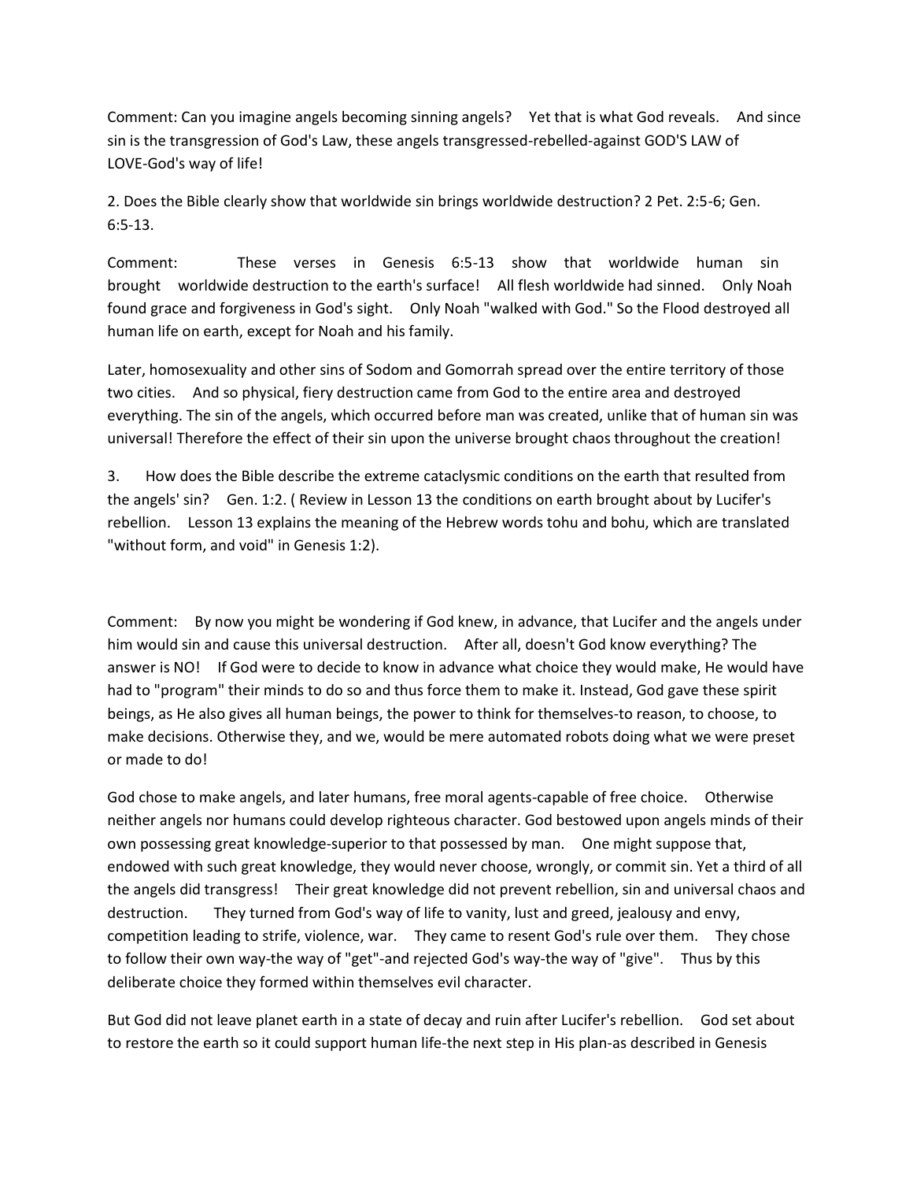Comment: Can you imagine angels becoming sinning angels? Yet that is what God reveals. And since sin is the transgression of God's Law, these angels transgressed-rebelled-against GOD'S LAW of LOVE-God's way of life!

2. Does the Bible clearly show that worldwide sin brings worldwide destruction? 2 Pet. 2:5-6; Gen. 6:5-13.

Comment: These verses in Genesis 6:5-13 show that worldwide human sin brought worldwide destruction to the earth's surface! All flesh worldwide had sinned. Only Noah found grace and forgiveness in God's sight. Only Noah "walked with God." So the Flood destroyed all human life on earth, except for Noah and his family.

Later, homosexuality and other sins of Sodom and Gomorrah spread over the entire territory of those two cities. And so physical, fiery destruction came from God to the entire area and destroyed everything. The sin of the angels, which occurred before man was created, unlike that of human sin was universal! Therefore the effect of their sin upon the universe brought chaos throughout the creation!

3. How does the Bible describe the extreme cataclysmic conditions on the earth that resulted from the angels' sin? Gen. 1:2. ( Review in Lesson 13 the conditions on earth brought about by Lucifer's rebellion. Lesson 13 explains the meaning of the Hebrew words tohu and bohu, which are translated "without form, and void" in Genesis 1:2).

Comment: By now you might be wondering if God knew, in advance, that Lucifer and the angels under him would sin and cause this universal destruction. After all, doesn't God know everything? The answer is NO! If God were to decide to know in advance what choice they would make, He would have had to "program" their minds to do so and thus force them to make it. Instead, God gave these spirit beings, as He also gives all human beings, the power to think for themselves-to reason, to choose, to make decisions. Otherwise they, and we, would be mere automated robots doing what we were preset or made to do!

God chose to make angels, and later humans, free moral agents-capable of free choice. Otherwise neither angels nor humans could develop righteous character. God bestowed upon angels minds of their own possessing great knowledge-superior to that possessed by man. One might suppose that, endowed with such great knowledge, they would never choose, wrongly, or commit sin. Yet a third of all the angels did transgress! Their great knowledge did not prevent rebellion, sin and universal chaos and destruction. They turned from God's way of life to vanity, lust and greed, jealousy and envy, competition leading to strife, violence, war. They came to resent God's rule over them. They chose to follow their own way-the way of "get"-and rejected God's way-the way of "give". Thus by this deliberate choice they formed within themselves evil character.

But God did not leave planet earth in a state of decay and ruin after Lucifer's rebellion. God set about to restore the earth so it could support human life-the next step in His plan-as described in Genesis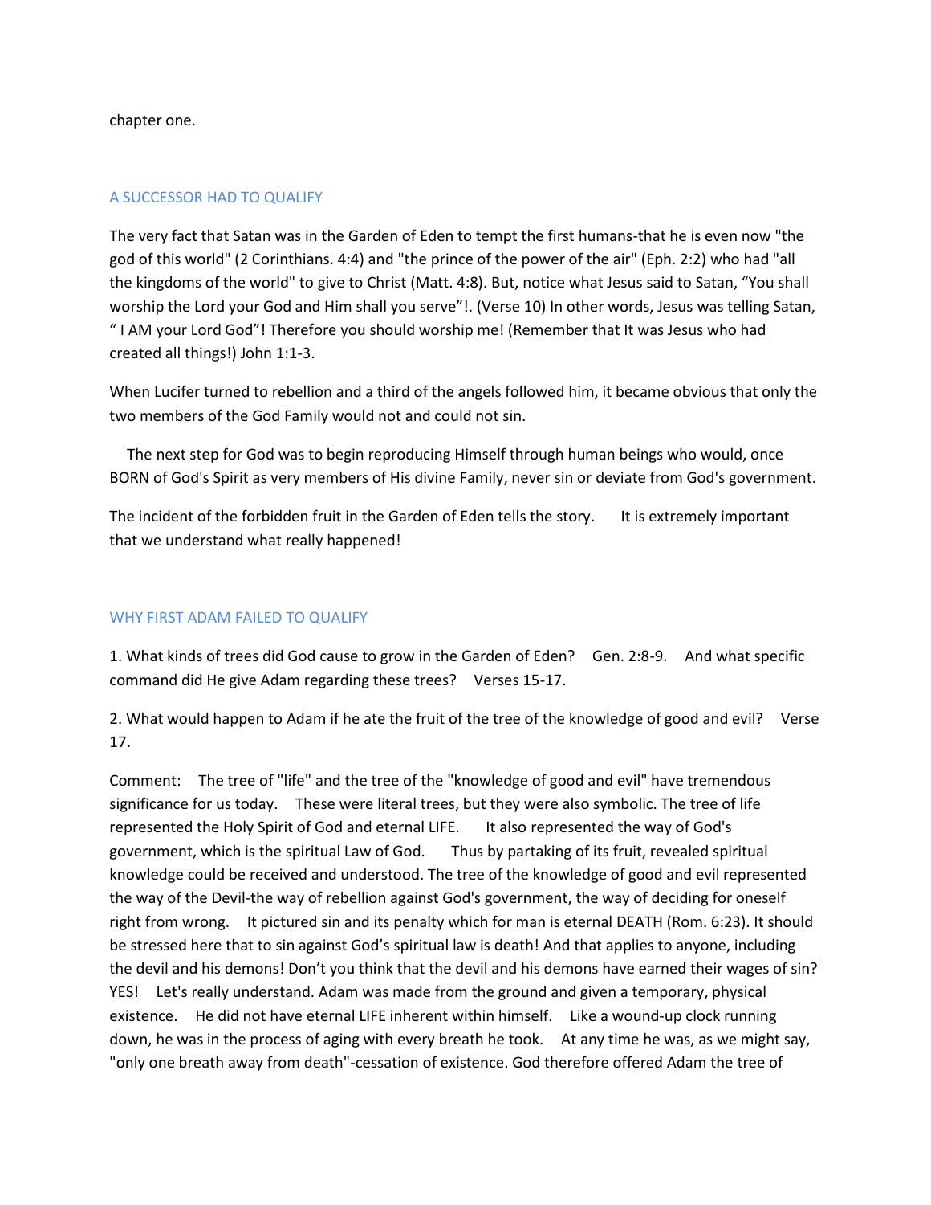chapter one.

## A SUCCESSOR HAD TO QUALIFY

The very fact that Satan was in the Garden of Eden to tempt the first humans-that he is even now "the god of this world" (2 Corinthians. 4:4) and "the prince of the power of the air" (Eph. 2:2) who had "all the kingdoms of the world" to give to Christ (Matt. 4:8). But, notice what Jesus said to Satan, “You shall worship the Lord your God and Him shall you serve”!. (Verse 10) In other words, Jesus was telling Satan, “ I AM your Lord God”! Therefore you should worship me! (Remember that It was Jesus who had created all things!) John 1:1-3.

When Lucifer turned to rebellion and a third of the angels followed him, it became obvious that only the two members of the God Family would not and could not sin.

The next step for God was to begin reproducing Himself through human beings who would, once BORN of God's Spirit as very members of His divine Family, never sin or deviate from God's government.

The incident of the forbidden fruit in the Garden of Eden tells the story. It is extremely important that we understand what really happened!

## WHY FIRST ADAM FAILED TO QUALIFY

1. What kinds of trees did God cause to grow in the Garden of Eden? Gen. 2:8-9. And what specific command did He give Adam regarding these trees? Verses 15-17.

2. What would happen to Adam if he ate the fruit of the tree of the knowledge of good and evil? Verse 17.

Comment: The tree of "life" and the tree of the "knowledge of good and evil" have tremendous significance for us today. These were literal trees, but they were also symbolic. The tree of life represented the Holy Spirit of God and eternal LIFE. It also represented the way of God's government, which is the spiritual Law of God. Thus by partaking of its fruit, revealed spiritual knowledge could be received and understood. The tree of the knowledge of good and evil represented the way of the Devil-the way of rebellion against God's government, the way of deciding for oneself right from wrong. It pictured sin and its penalty which for man is eternal DEATH (Rom. 6:23). It should be stressed here that to sin against God’s spiritual law is death! And that applies to anyone, including the devil and his demons! Don’t you think that the devil and his demons have earned their wages of sin? YES! Let's really understand. Adam was made from the ground and given a temporary, physical existence. He did not have eternal LIFE inherent within himself. Like a wound-up clock running down, he was in the process of aging with every breath he took. At any time he was, as we might say, "only one breath away from death"-cessation of existence. God therefore offered Adam the tree of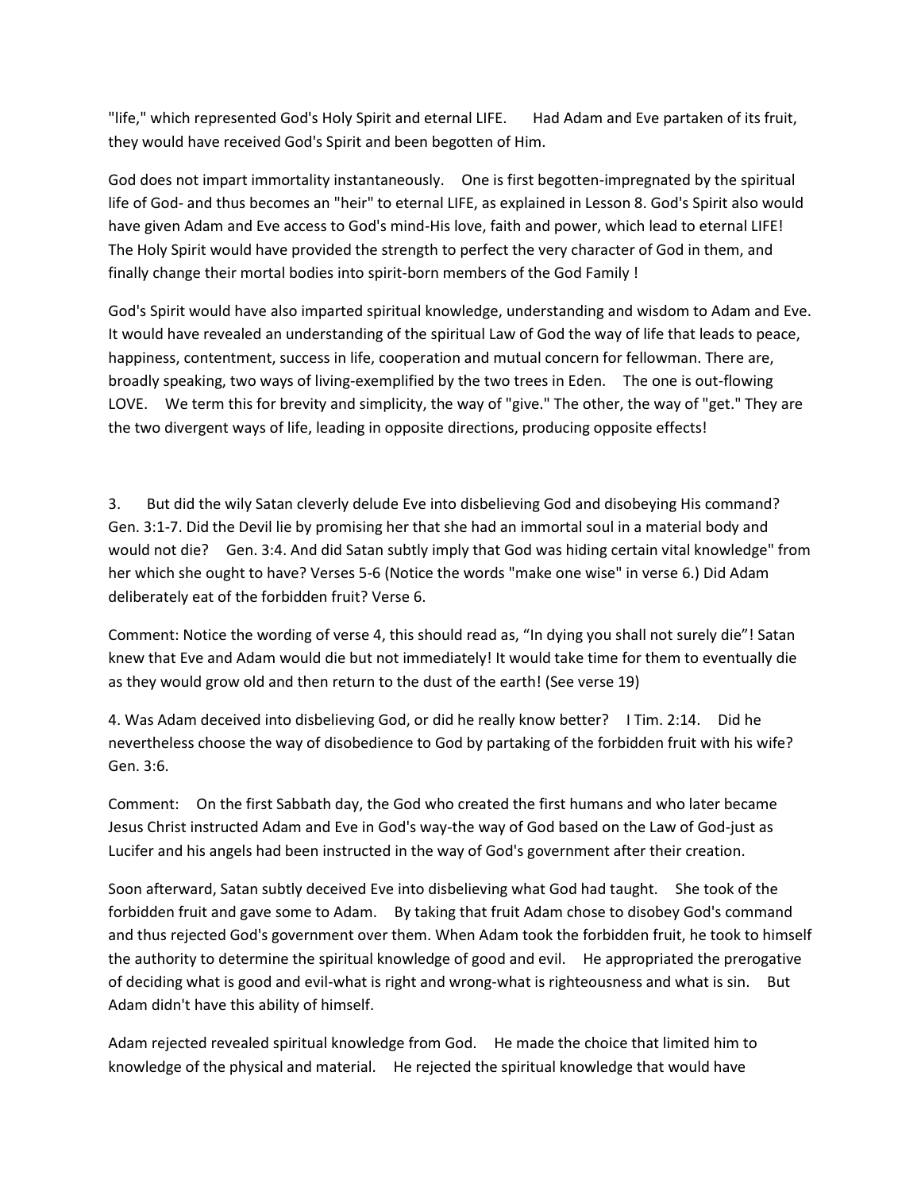"life," which represented God's Holy Spirit and eternal LIFE. Had Adam and Eve partaken of its fruit, they would have received God's Spirit and been begotten of Him.

God does not impart immortality instantaneously. One is first begotten-impregnated by the spiritual life of God- and thus becomes an "heir" to eternal LIFE, as explained in Lesson 8. God's Spirit also would have given Adam and Eve access to God's mind-His love, faith and power, which lead to eternal LIFE! The Holy Spirit would have provided the strength to perfect the very character of God in them, and finally change their mortal bodies into spirit-born members of the God Family !

God's Spirit would have also imparted spiritual knowledge, understanding and wisdom to Adam and Eve. It would have revealed an understanding of the spiritual Law of God the way of life that leads to peace, happiness, contentment, success in life, cooperation and mutual concern for fellowman. There are, broadly speaking, two ways of living-exemplified by the two trees in Eden. The one is out-flowing LOVE. We term this for brevity and simplicity, the way of "give." The other, the way of "get." They are the two divergent ways of life, leading in opposite directions, producing opposite effects!

3. But did the wily Satan cleverly delude Eve into disbelieving God and disobeying His command? Gen. 3:1-7. Did the Devil lie by promising her that she had an immortal soul in a material body and would not die? Gen. 3:4. And did Satan subtly imply that God was hiding certain vital knowledge" from her which she ought to have? Verses 5-6 (Notice the words "make one wise" in verse 6.) Did Adam deliberately eat of the forbidden fruit? Verse 6.

Comment: Notice the wording of verse 4, this should read as, “In dying you shall not surely die”! Satan knew that Eve and Adam would die but not immediately! It would take time for them to eventually die as they would grow old and then return to the dust of the earth! (See verse 19)

4. Was Adam deceived into disbelieving God, or did he really know better? I Tim. 2:14. Did he nevertheless choose the way of disobedience to God by partaking of the forbidden fruit with his wife? Gen. 3:6.

Comment: On the first Sabbath day, the God who created the first humans and who later became Jesus Christ instructed Adam and Eve in God's way-the way of God based on the Law of God-just as Lucifer and his angels had been instructed in the way of God's government after their creation.

Soon afterward, Satan subtly deceived Eve into disbelieving what God had taught. She took of the forbidden fruit and gave some to Adam. By taking that fruit Adam chose to disobey God's command and thus rejected God's government over them. When Adam took the forbidden fruit, he took to himself the authority to determine the spiritual knowledge of good and evil. He appropriated the prerogative of deciding what is good and evil-what is right and wrong-what is righteousness and what is sin. But Adam didn't have this ability of himself.

Adam rejected revealed spiritual knowledge from God. He made the choice that limited him to knowledge of the physical and material. He rejected the spiritual knowledge that would have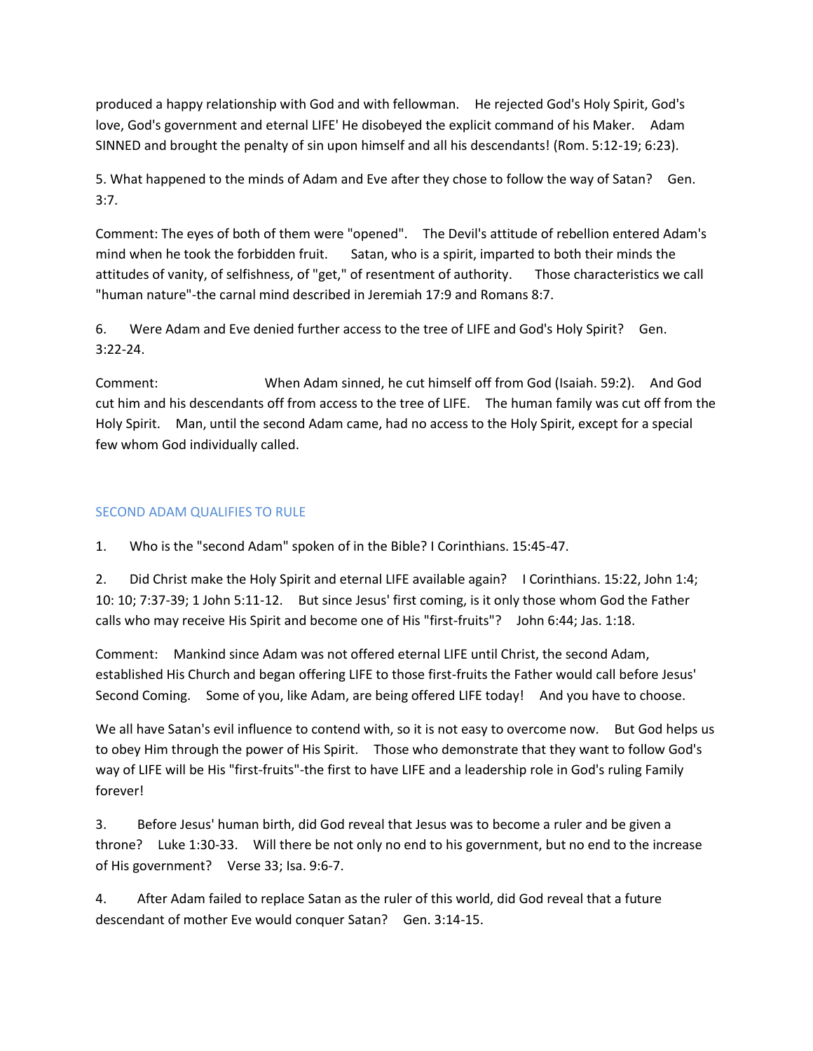produced a happy relationship with God and with fellowman. He rejected God's Holy Spirit, God's love, God's government and eternal LIFE' He disobeyed the explicit command of his Maker. Adam SINNED and brought the penalty of sin upon himself and all his descendants! (Rom. 5:12-19; 6:23).

5. What happened to the minds of Adam and Eve after they chose to follow the way of Satan? Gen. 3:7.

Comment: The eyes of both of them were "opened". The Devil's attitude of rebellion entered Adam's mind when he took the forbidden fruit. Satan, who is a spirit, imparted to both their minds the attitudes of vanity, of selfishness, of "get," of resentment of authority. Those characteristics we call "human nature"-the carnal mind described in Jeremiah 17:9 and Romans 8:7.

6. Were Adam and Eve denied further access to the tree of LIFE and God's Holy Spirit? Gen. 3:22-24.

Comment: When Adam sinned, he cut himself off from God (Isaiah. 59:2). And God cut him and his descendants off from access to the tree of LIFE. The human family was cut off from the Holy Spirit. Man, until the second Adam came, had no access to the Holy Spirit, except for a special few whom God individually called.

## SECOND ADAM QUALIFIES TO RULE

1. Who is the "second Adam" spoken of in the Bible? I Corinthians. 15:45-47.

2. Did Christ make the Holy Spirit and eternal LIFE available again? I Corinthians. 15:22, John 1:4; 10: 10; 7:37-39; 1 John 5:11-12. But since Jesus' first coming, is it only those whom God the Father calls who may receive His Spirit and become one of His "first-fruits"? John 6:44; Jas. 1:18.

Comment: Mankind since Adam was not offered eternal LIFE until Christ, the second Adam, established His Church and began offering LIFE to those first-fruits the Father would call before Jesus' Second Coming. Some of you, like Adam, are being offered LIFE today! And you have to choose.

We all have Satan's evil influence to contend with, so it is not easy to overcome now. But God helps us to obey Him through the power of His Spirit. Those who demonstrate that they want to follow God's way of LIFE will be His "first-fruits"-the first to have LIFE and a leadership role in God's ruling Family forever!

3. Before Jesus' human birth, did God reveal that Jesus was to become a ruler and be given a throne? Luke 1:30-33. Will there be not only no end to his government, but no end to the increase of His government? Verse 33; Isa. 9:6-7.

4. After Adam failed to replace Satan as the ruler of this world, did God reveal that a future descendant of mother Eve would conquer Satan? Gen. 3:14-15.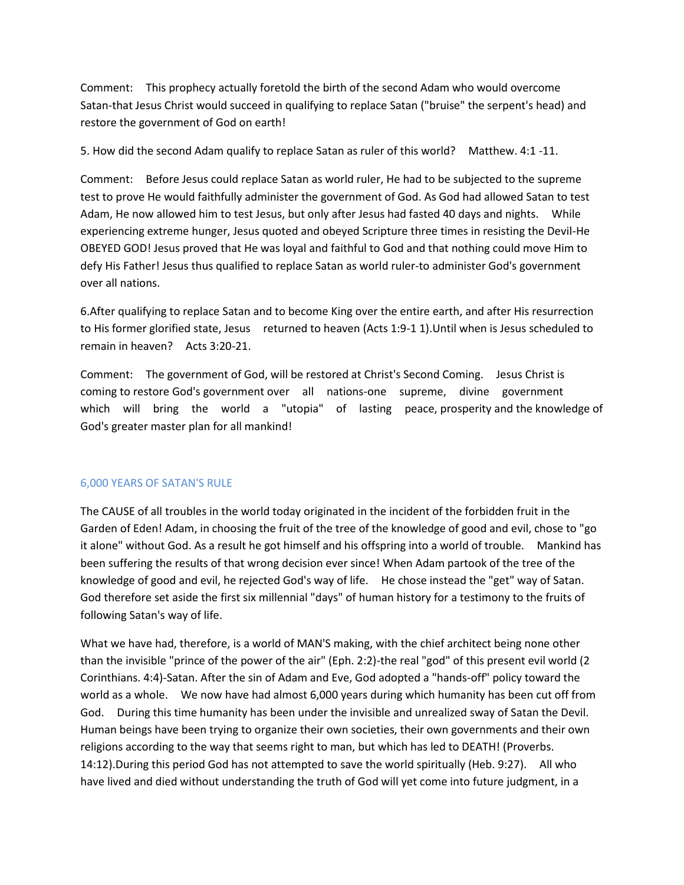Comment: This prophecy actually foretold the birth of the second Adam who would overcome Satan-that Jesus Christ would succeed in qualifying to replace Satan ("bruise" the serpent's head) and restore the government of God on earth!

5. How did the second Adam qualify to replace Satan as ruler of this world? Matthew. 4:1 -11.

Comment: Before Jesus could replace Satan as world ruler, He had to be subjected to the supreme test to prove He would faithfully administer the government of God. As God had allowed Satan to test Adam, He now allowed him to test Jesus, but only after Jesus had fasted 40 days and nights. While experiencing extreme hunger, Jesus quoted and obeyed Scripture three times in resisting the Devil-He OBEYED GOD! Jesus proved that He was loyal and faithful to God and that nothing could move Him to defy His Father! Jesus thus qualified to replace Satan as world ruler-to administer God's government over all nations.

6.After qualifying to replace Satan and to become King over the entire earth, and after His resurrection to His former glorified state, Jesus returned to heaven (Acts 1:9-1 1).Until when is Jesus scheduled to remain in heaven? Acts 3:20-21.

Comment: The government of God, will be restored at Christ's Second Coming. Jesus Christ is coming to restore God's government over all nations-one supreme, divine government which will bring the world a "utopia" of lasting peace, prosperity and the knowledge of God's greater master plan for all mankind!

## 6,000 YEARS OF SATAN'S RULE

The CAUSE of all troubles in the world today originated in the incident of the forbidden fruit in the Garden of Eden! Adam, in choosing the fruit of the tree of the knowledge of good and evil, chose to "go it alone" without God. As a result he got himself and his offspring into a world of trouble. Mankind has been suffering the results of that wrong decision ever since! When Adam partook of the tree of the knowledge of good and evil, he rejected God's way of life. He chose instead the "get" way of Satan. God therefore set aside the first six millennial "days" of human history for a testimony to the fruits of following Satan's way of life.

What we have had, therefore, is a world of MAN'S making, with the chief architect being none other than the invisible "prince of the power of the air" (Eph. 2:2)-the real "god" of this present evil world (2 Corinthians. 4:4)-Satan. After the sin of Adam and Eve, God adopted a "hands-off" policy toward the world as a whole. We now have had almost 6,000 years during which humanity has been cut off from God. During this time humanity has been under the invisible and unrealized sway of Satan the Devil. Human beings have been trying to organize their own societies, their own governments and their own religions according to the way that seems right to man, but which has led to DEATH! (Proverbs. 14:12).During this period God has not attempted to save the world spiritually (Heb. 9:27). All who have lived and died without understanding the truth of God will yet come into future judgment, in a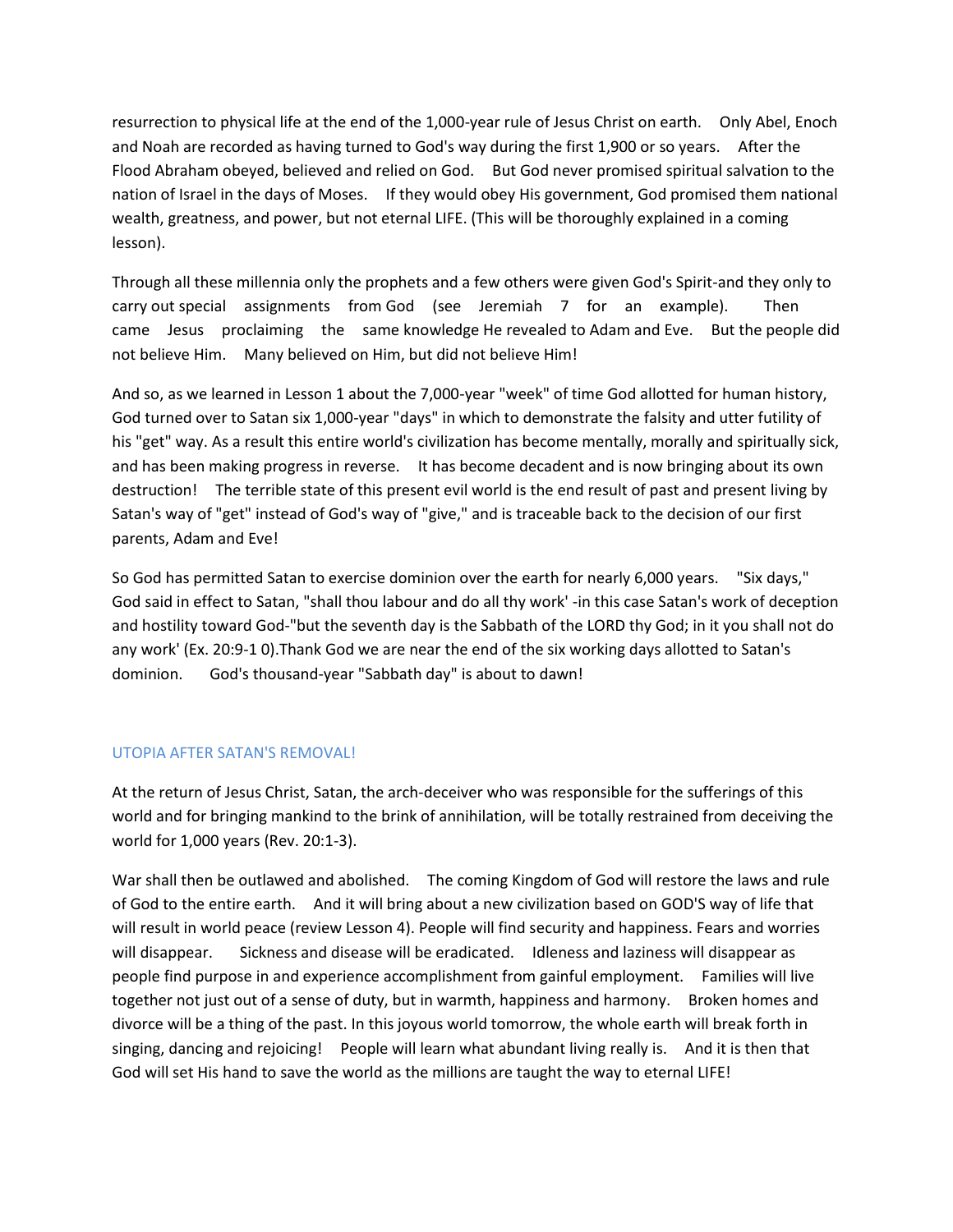resurrection to physical life at the end of the 1,000-year rule of Jesus Christ on earth. Only Abel, Enoch and Noah are recorded as having turned to God's way during the first 1,900 or so years. After the Flood Abraham obeyed, believed and relied on God. But God never promised spiritual salvation to the nation of Israel in the days of Moses. If they would obey His government, God promised them national wealth, greatness, and power, but not eternal LIFE. (This will be thoroughly explained in a coming lesson).

Through all these millennia only the prophets and a few others were given God's Spirit-and they only to carry out special assignments from God (see Jeremiah 7 for an example). Then came Jesus proclaiming the same knowledge He revealed to Adam and Eve. But the people did not believe Him. Many believed on Him, but did not believe Him!

And so, as we learned in Lesson 1 about the 7,000-year "week" of time God allotted for human history, God turned over to Satan six 1,000-year "days" in which to demonstrate the falsity and utter futility of his "get" way. As a result this entire world's civilization has become mentally, morally and spiritually sick, and has been making progress in reverse. It has become decadent and is now bringing about its own destruction! The terrible state of this present evil world is the end result of past and present living by Satan's way of "get" instead of God's way of "give," and is traceable back to the decision of our first parents, Adam and Eve!

So God has permitted Satan to exercise dominion over the earth for nearly 6,000 years. "Six days," God said in effect to Satan, "shall thou labour and do all thy work' -in this case Satan's work of deception and hostility toward God-"but the seventh day is the Sabbath of the LORD thy God; in it you shall not do any work' (Ex. 20:9-1 0).Thank God we are near the end of the six working days allotted to Satan's dominion. God's thousand-year "Sabbath day" is about to dawn!

## UTOPIA AFTER SATAN'S REMOVAL!

At the return of Jesus Christ, Satan, the arch-deceiver who was responsible for the sufferings of this world and for bringing mankind to the brink of annihilation, will be totally restrained from deceiving the world for 1,000 years (Rev. 20:1-3).

War shall then be outlawed and abolished. The coming Kingdom of God will restore the laws and rule of God to the entire earth. And it will bring about a new civilization based on GOD'S way of life that will result in world peace (review Lesson 4). People will find security and happiness. Fears and worries will disappear. Sickness and disease will be eradicated. Idleness and laziness will disappear as people find purpose in and experience accomplishment from gainful employment. Families will live together not just out of a sense of duty, but in warmth, happiness and harmony. Broken homes and divorce will be a thing of the past. In this joyous world tomorrow, the whole earth will break forth in singing, dancing and rejoicing! People will learn what abundant living really is. And it is then that God will set His hand to save the world as the millions are taught the way to eternal LIFE!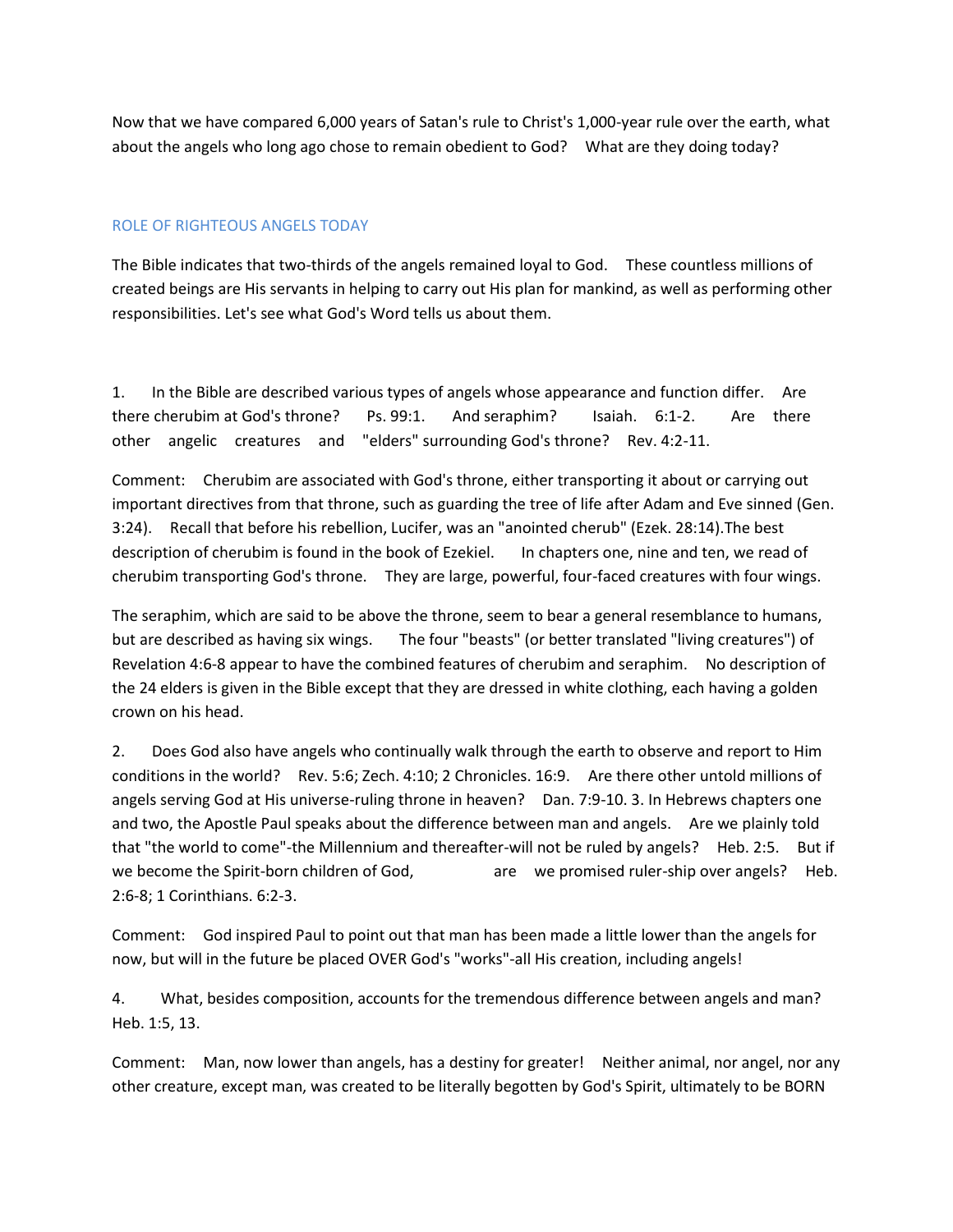Now that we have compared 6,000 years of Satan's rule to Christ's 1,000-year rule over the earth, what about the angels who long ago chose to remain obedient to God? What are they doing today?

## ROLE OF RIGHTEOUS ANGELS TODAY

The Bible indicates that two-thirds of the angels remained loyal to God. These countless millions of created beings are His servants in helping to carry out His plan for mankind, as well as performing other responsibilities. Let's see what God's Word tells us about them.

1. In the Bible are described various types of angels whose appearance and function differ. Are there cherubim at God's throne? Ps. 99:1. And seraphim? Isaiah. 6:1-2. Are there other angelic creatures and "elders" surrounding God's throne? Rev. 4:2-11.

Comment: Cherubim are associated with God's throne, either transporting it about or carrying out important directives from that throne, such as guarding the tree of life after Adam and Eve sinned (Gen. 3:24). Recall that before his rebellion, Lucifer, was an "anointed cherub" (Ezek. 28:14).The best description of cherubim is found in the book of Ezekiel. In chapters one, nine and ten, we read of cherubim transporting God's throne. They are large, powerful, four-faced creatures with four wings.

The seraphim, which are said to be above the throne, seem to bear a general resemblance to humans, but are described as having six wings. The four "beasts" (or better translated "living creatures") of Revelation 4:6-8 appear to have the combined features of cherubim and seraphim. No description of the 24 elders is given in the Bible except that they are dressed in white clothing, each having a golden crown on his head.

2. Does God also have angels who continually walk through the earth to observe and report to Him conditions in the world? Rev. 5:6; Zech. 4:10; 2 Chronicles. 16:9. Are there other untold millions of angels serving God at His universe-ruling throne in heaven? Dan. 7:9-10. 3. In Hebrews chapters one and two, the Apostle Paul speaks about the difference between man and angels. Are we plainly told that "the world to come"-the Millennium and thereafter-will not be ruled by angels? Heb. 2:5. But if we become the Spirit-born children of God, are we promised ruler-ship over angels? Heb. 2:6-8; 1 Corinthians. 6:2-3.

Comment: God inspired Paul to point out that man has been made a little lower than the angels for now, but will in the future be placed OVER God's "works"-all His creation, including angels!

4. What, besides composition, accounts for the tremendous difference between angels and man? Heb. 1:5, 13.

Comment: Man, now lower than angels, has a destiny for greater! Neither animal, nor angel, nor any other creature, except man, was created to be literally begotten by God's Spirit, ultimately to be BORN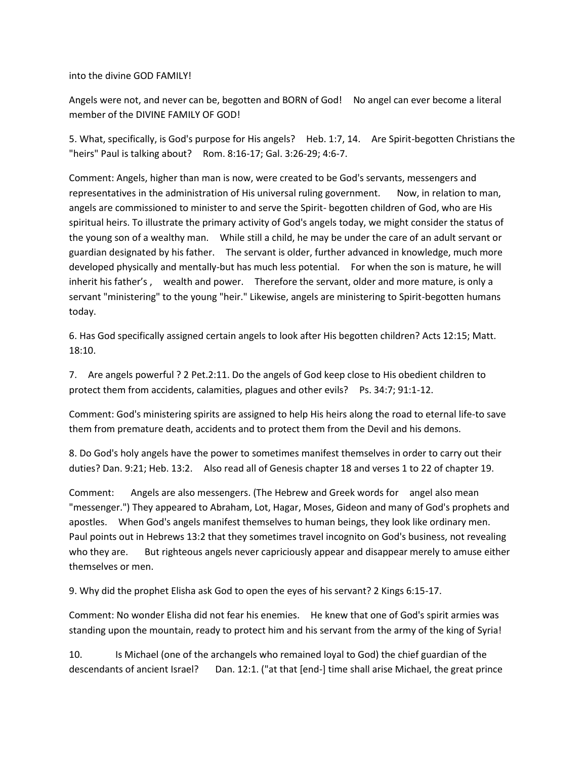into the divine GOD FAMILY!

Angels were not, and never can be, begotten and BORN of God! No angel can ever become a literal member of the DIVINE FAMILY OF GOD!

5. What, specifically, is God's purpose for His angels? Heb. 1:7, 14. Are Spirit-begotten Christians the "heirs" Paul is talking about? Rom. 8:16-17; Gal. 3:26-29; 4:6-7.

Comment: Angels, higher than man is now, were created to be God's servants, messengers and representatives in the administration of His universal ruling government. Now, in relation to man, angels are commissioned to minister to and serve the Spirit- begotten children of God, who are His spiritual heirs. To illustrate the primary activity of God's angels today, we might consider the status of the young son of a wealthy man. While still a child, he may be under the care of an adult servant or guardian designated by his father. The servant is older, further advanced in knowledge, much more developed physically and mentally-but has much less potential. For when the son is mature, he will inherit his father's , wealth and power. Therefore the servant, older and more mature, is only a servant "ministering" to the young "heir." Likewise, angels are ministering to Spirit-begotten humans today.

6. Has God specifically assigned certain angels to look after His begotten children? Acts 12:15; Matt. 18:10.

7. Are angels powerful ? 2 Pet.2:11. Do the angels of God keep close to His obedient children to protect them from accidents, calamities, plagues and other evils? Ps. 34:7; 91:1-12.

Comment: God's ministering spirits are assigned to help His heirs along the road to eternal life-to save them from premature death, accidents and to protect them from the Devil and his demons.

8. Do God's holy angels have the power to sometimes manifest themselves in order to carry out their duties? Dan. 9:21; Heb. 13:2. Also read all of Genesis chapter 18 and verses 1 to 22 of chapter 19.

Comment: Angels are also messengers. (The Hebrew and Greek words for angel also mean "messenger.") They appeared to Abraham, Lot, Hagar, Moses, Gideon and many of God's prophets and apostles. When God's angels manifest themselves to human beings, they look like ordinary men. Paul points out in Hebrews 13:2 that they sometimes travel incognito on God's business, not revealing who they are. But righteous angels never capriciously appear and disappear merely to amuse either themselves or men.

9. Why did the prophet Elisha ask God to open the eyes of his servant? 2 Kings 6:15-17.

Comment: No wonder Elisha did not fear his enemies. He knew that one of God's spirit armies was standing upon the mountain, ready to protect him and his servant from the army of the king of Syria!

10. Is Michael (one of the archangels who remained loyal to God) the chief guardian of the descendants of ancient Israel? Dan. 12:1. ("at that [end-] time shall arise Michael, the great prince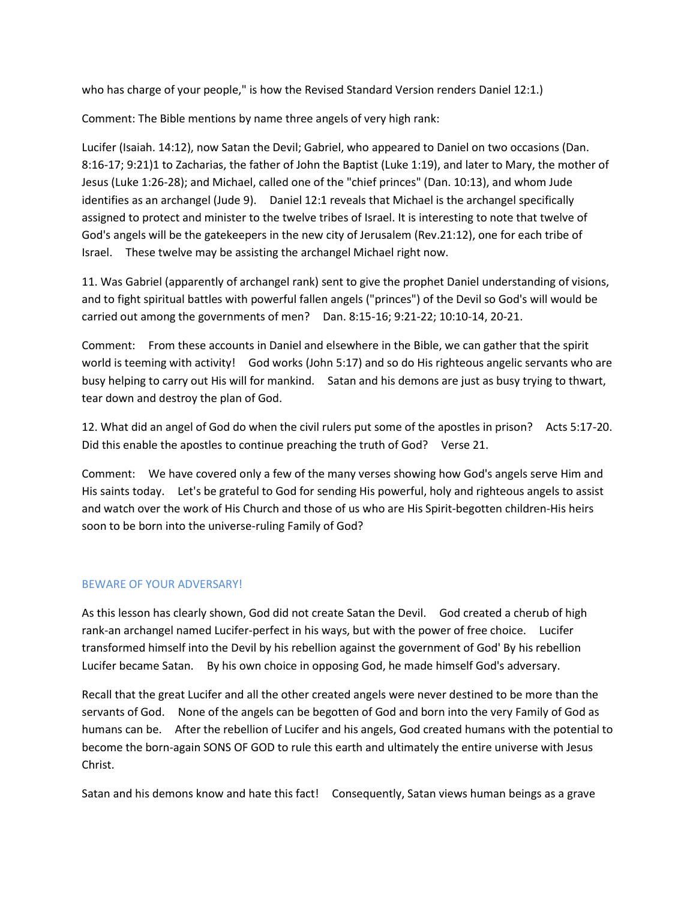who has charge of your people," is how the Revised Standard Version renders Daniel 12:1.)

Comment: The Bible mentions by name three angels of very high rank:

Lucifer (Isaiah. 14:12), now Satan the Devil; Gabriel, who appeared to Daniel on two occasions (Dan. 8:16-17; 9:21)1 to Zacharias, the father of John the Baptist (Luke 1:19), and later to Mary, the mother of Jesus (Luke 1:26-28); and Michael, called one of the "chief princes" (Dan. 10:13), and whom Jude identifies as an archangel (Jude 9). Daniel 12:1 reveals that Michael is the archangel specifically assigned to protect and minister to the twelve tribes of Israel. It is interesting to note that twelve of God's angels will be the gatekeepers in the new city of Jerusalem (Rev.21:12), one for each tribe of Israel. These twelve may be assisting the archangel Michael right now.

11. Was Gabriel (apparently of archangel rank) sent to give the prophet Daniel understanding of visions, and to fight spiritual battles with powerful fallen angels ("princes") of the Devil so God's will would be carried out among the governments of men? Dan. 8:15-16; 9:21-22; 10:10-14, 20-21.

Comment: From these accounts in Daniel and elsewhere in the Bible, we can gather that the spirit world is teeming with activity! God works (John 5:17) and so do His righteous angelic servants who are busy helping to carry out His will for mankind. Satan and his demons are just as busy trying to thwart, tear down and destroy the plan of God.

12. What did an angel of God do when the civil rulers put some of the apostles in prison? Acts 5:17-20. Did this enable the apostles to continue preaching the truth of God? Verse 21.

Comment: We have covered only a few of the many verses showing how God's angels serve Him and His saints today. Let's be grateful to God for sending His powerful, holy and righteous angels to assist and watch over the work of His Church and those of us who are His Spirit-begotten children-His heirs soon to be born into the universe-ruling Family of God?

## BEWARE OF YOUR ADVERSARY!

As this lesson has clearly shown, God did not create Satan the Devil. God created a cherub of high rank-an archangel named Lucifer-perfect in his ways, but with the power of free choice. Lucifer transformed himself into the Devil by his rebellion against the government of God' By his rebellion Lucifer became Satan. By his own choice in opposing God, he made himself God's adversary.

Recall that the great Lucifer and all the other created angels were never destined to be more than the servants of God. None of the angels can be begotten of God and born into the very Family of God as humans can be. After the rebellion of Lucifer and his angels, God created humans with the potential to become the born-again SONS OF GOD to rule this earth and ultimately the entire universe with Jesus Christ.

Satan and his demons know and hate this fact! Consequently, Satan views human beings as a grave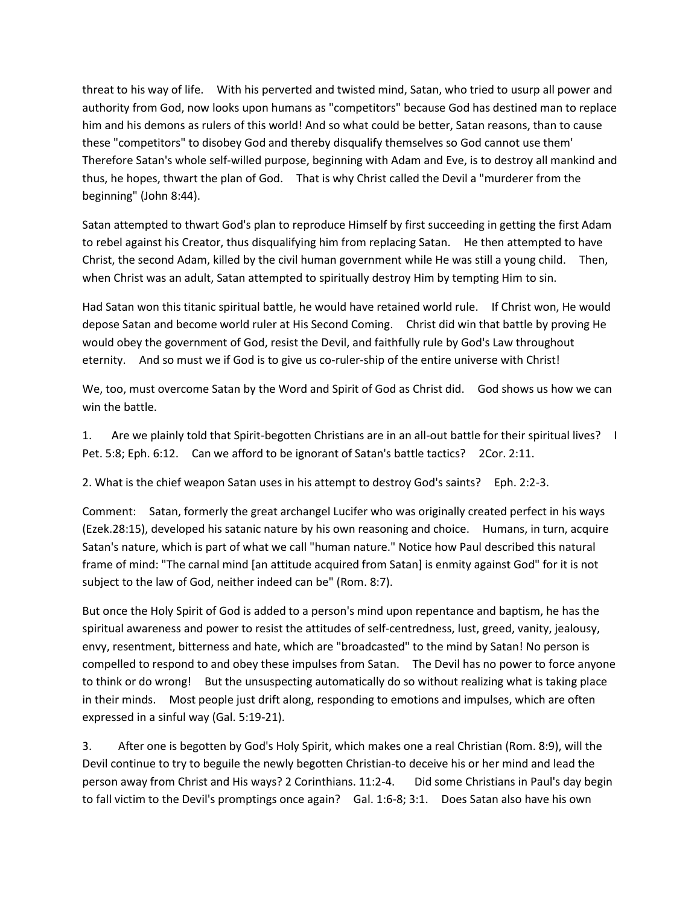threat to his way of life. With his perverted and twisted mind, Satan, who tried to usurp all power and authority from God, now looks upon humans as "competitors" because God has destined man to replace him and his demons as rulers of this world! And so what could be better, Satan reasons, than to cause these "competitors" to disobey God and thereby disqualify themselves so God cannot use them' Therefore Satan's whole self-willed purpose, beginning with Adam and Eve, is to destroy all mankind and thus, he hopes, thwart the plan of God. That is why Christ called the Devil a "murderer from the beginning" (John 8:44).

Satan attempted to thwart God's plan to reproduce Himself by first succeeding in getting the first Adam to rebel against his Creator, thus disqualifying him from replacing Satan. He then attempted to have Christ, the second Adam, killed by the civil human government while He was still a young child. Then, when Christ was an adult, Satan attempted to spiritually destroy Him by tempting Him to sin.

Had Satan won this titanic spiritual battle, he would have retained world rule. If Christ won, He would depose Satan and become world ruler at His Second Coming. Christ did win that battle by proving He would obey the government of God, resist the Devil, and faithfully rule by God's Law throughout eternity. And so must we if God is to give us co-ruler-ship of the entire universe with Christ!

We, too, must overcome Satan by the Word and Spirit of God as Christ did. God shows us how we can win the battle.

1. Are we plainly told that Spirit-begotten Christians are in an all-out battle for their spiritual lives? I Pet. 5:8; Eph. 6:12. Can we afford to be ignorant of Satan's battle tactics? 2Cor. 2:11.

2. What is the chief weapon Satan uses in his attempt to destroy God's saints? Eph. 2:2-3.

Comment: Satan, formerly the great archangel Lucifer who was originally created perfect in his ways (Ezek.28:15), developed his satanic nature by his own reasoning and choice. Humans, in turn, acquire Satan's nature, which is part of what we call "human nature." Notice how Paul described this natural frame of mind: "The carnal mind [an attitude acquired from Satan] is enmity against God" for it is not subject to the law of God, neither indeed can be" (Rom. 8:7).

But once the Holy Spirit of God is added to a person's mind upon repentance and baptism, he has the spiritual awareness and power to resist the attitudes of self-centredness, lust, greed, vanity, jealousy, envy, resentment, bitterness and hate, which are "broadcasted" to the mind by Satan! No person is compelled to respond to and obey these impulses from Satan. The Devil has no power to force anyone to think or do wrong! But the unsuspecting automatically do so without realizing what is taking place in their minds. Most people just drift along, responding to emotions and impulses, which are often expressed in a sinful way (Gal. 5:19-21).

3. After one is begotten by God's Holy Spirit, which makes one a real Christian (Rom. 8:9), will the Devil continue to try to beguile the newly begotten Christian-to deceive his or her mind and lead the person away from Christ and His ways? 2 Corinthians. 11:2-4. Did some Christians in Paul's day begin to fall victim to the Devil's promptings once again? Gal. 1:6-8; 3:1. Does Satan also have his own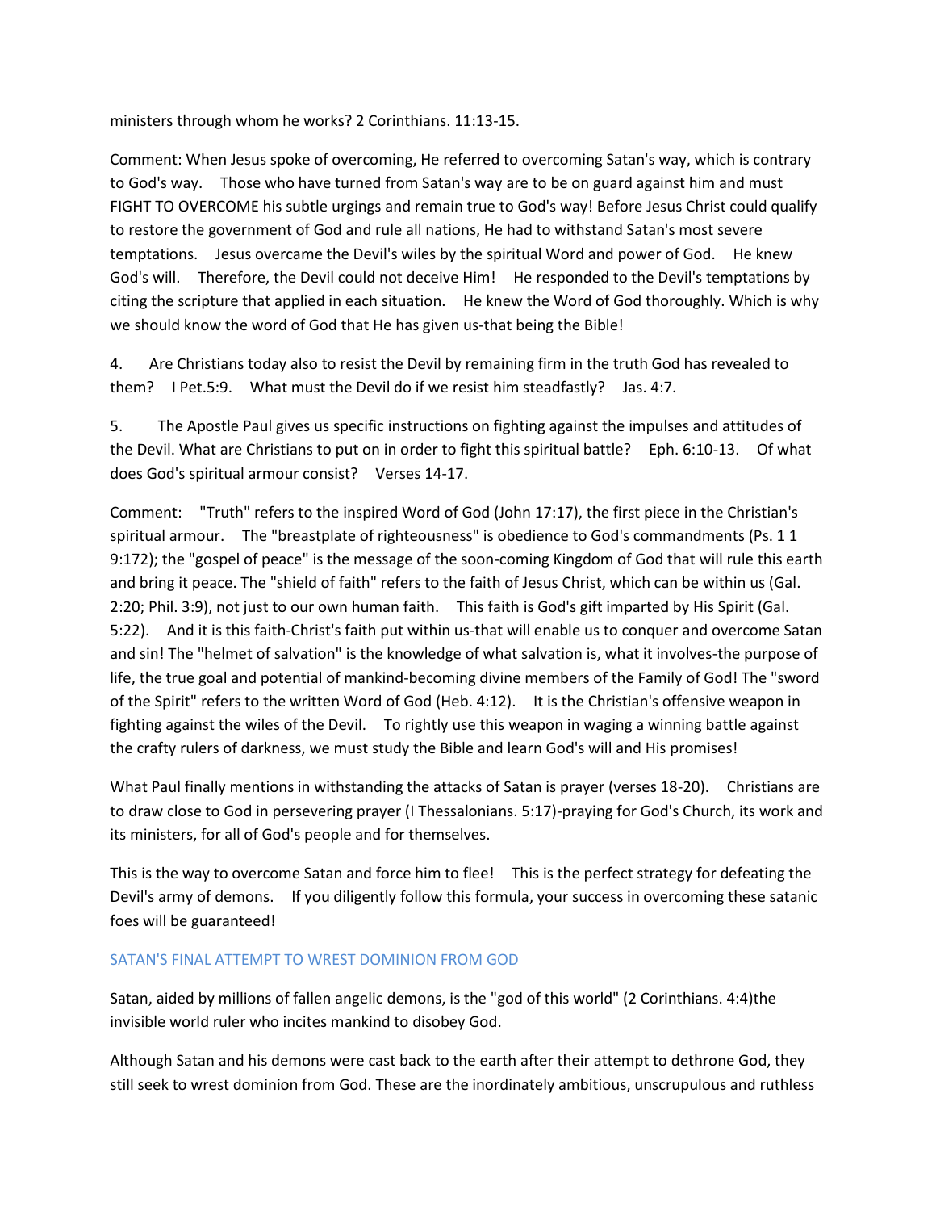ministers through whom he works? 2 Corinthians. 11:13-15.

Comment: When Jesus spoke of overcoming, He referred to overcoming Satan's way, which is contrary to God's way. Those who have turned from Satan's way are to be on guard against him and must FIGHT TO OVERCOME his subtle urgings and remain true to God's way! Before Jesus Christ could qualify to restore the government of God and rule all nations, He had to withstand Satan's most severe temptations. Jesus overcame the Devil's wiles by the spiritual Word and power of God. He knew God's will. Therefore, the Devil could not deceive Him! He responded to the Devil's temptations by citing the scripture that applied in each situation. He knew the Word of God thoroughly. Which is why we should know the word of God that He has given us-that being the Bible!

4. Are Christians today also to resist the Devil by remaining firm in the truth God has revealed to them? I Pet.5:9. What must the Devil do if we resist him steadfastly? Jas. 4:7.

5. The Apostle Paul gives us specific instructions on fighting against the impulses and attitudes of the Devil. What are Christians to put on in order to fight this spiritual battle? Eph. 6:10-13. Of what does God's spiritual armour consist? Verses 14-17.

Comment: "Truth" refers to the inspired Word of God (John 17:17), the first piece in the Christian's spiritual armour. The "breastplate of righteousness" is obedience to God's commandments (Ps. 1 1 9:172); the "gospel of peace" is the message of the soon-coming Kingdom of God that will rule this earth and bring it peace. The "shield of faith" refers to the faith of Jesus Christ, which can be within us (Gal. 2:20; Phil. 3:9), not just to our own human faith. This faith is God's gift imparted by His Spirit (Gal. 5:22). And it is this faith-Christ's faith put within us-that will enable us to conquer and overcome Satan and sin! The "helmet of salvation" is the knowledge of what salvation is, what it involves-the purpose of life, the true goal and potential of mankind-becoming divine members of the Family of God! The "sword of the Spirit" refers to the written Word of God (Heb. 4:12). It is the Christian's offensive weapon in fighting against the wiles of the Devil. To rightly use this weapon in waging a winning battle against the crafty rulers of darkness, we must study the Bible and learn God's will and His promises!

What Paul finally mentions in withstanding the attacks of Satan is prayer (verses 18-20). Christians are to draw close to God in persevering prayer (I Thessalonians. 5:17)-praying for God's Church, its work and its ministers, for all of God's people and for themselves.

This is the way to overcome Satan and force him to flee! This is the perfect strategy for defeating the Devil's army of demons. If you diligently follow this formula, your success in overcoming these satanic foes will be guaranteed!

## SATAN'S FINAL ATTEMPT TO WREST DOMINION FROM GOD

Satan, aided by millions of fallen angelic demons, is the "god of this world" (2 Corinthians. 4:4)the invisible world ruler who incites mankind to disobey God.

Although Satan and his demons were cast back to the earth after their attempt to dethrone God, they still seek to wrest dominion from God. These are the inordinately ambitious, unscrupulous and ruthless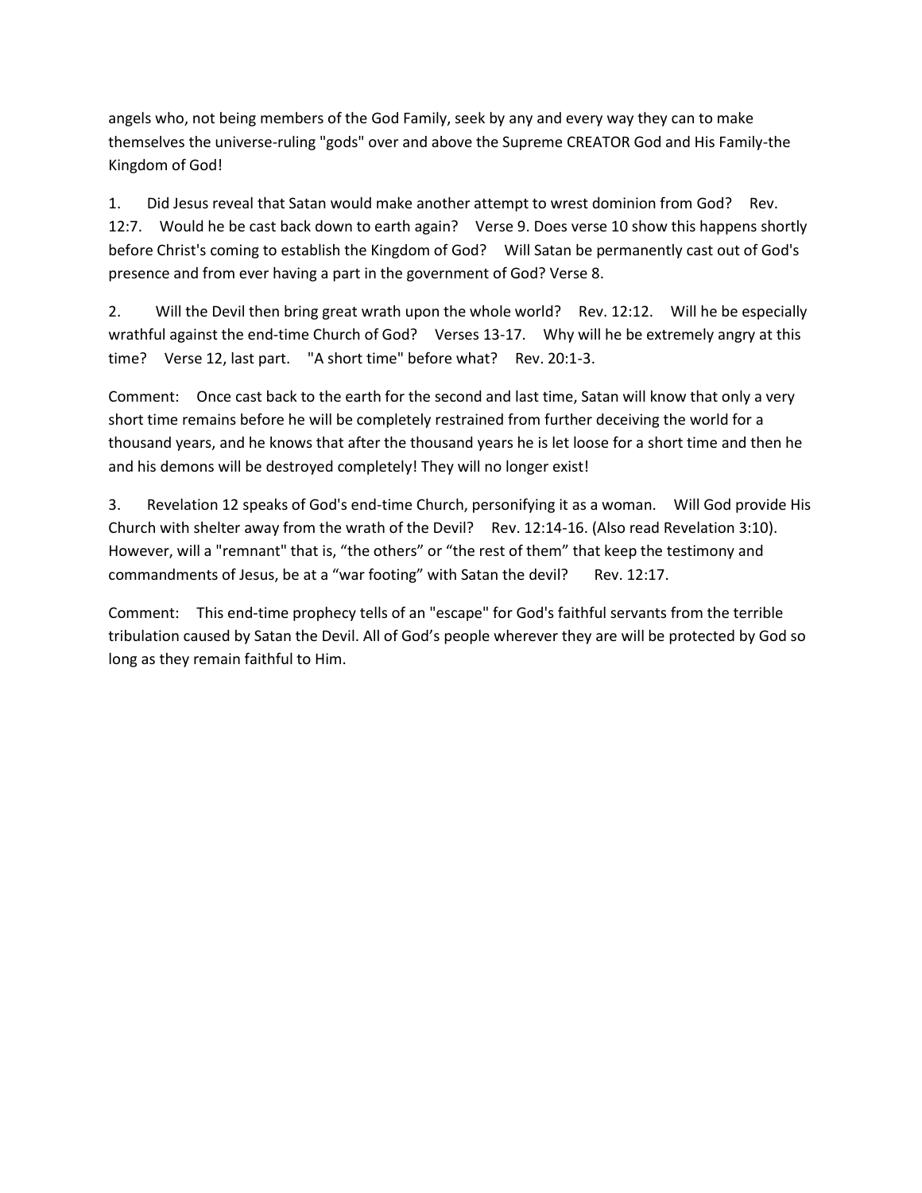angels who, not being members of the God Family, seek by any and every way they can to make themselves the universe-ruling "gods" over and above the Supreme CREATOR God and His Family-the Kingdom of God!

1. Did Jesus reveal that Satan would make another attempt to wrest dominion from God? Rev. 12:7. Would he be cast back down to earth again? Verse 9. Does verse 10 show this happens shortly before Christ's coming to establish the Kingdom of God? Will Satan be permanently cast out of God's presence and from ever having a part in the government of God? Verse 8.

2. Will the Devil then bring great wrath upon the whole world? Rev. 12:12. Will he be especially wrathful against the end-time Church of God? Verses 13-17. Why will he be extremely angry at this time? Verse 12, last part. "A short time" before what? Rev. 20:1-3.

Comment: Once cast back to the earth for the second and last time, Satan will know that only a very short time remains before he will be completely restrained from further deceiving the world for a thousand years, and he knows that after the thousand years he is let loose for a short time and then he and his demons will be destroyed completely! They will no longer exist!

3. Revelation 12 speaks of God's end-time Church, personifying it as a woman. Will God provide His Church with shelter away from the wrath of the Devil? Rev. 12:14-16. (Also read Revelation 3:10). However, will a "remnant" that is, “the others” or “the rest of them” that keep the testimony and commandments of Jesus, be at a “war footing” with Satan the devil? Rev. 12:17.

Comment: This end-time prophecy tells of an "escape" for God's faithful servants from the terrible tribulation caused by Satan the Devil. All of God’s people wherever they are will be protected by God so long as they remain faithful to Him.